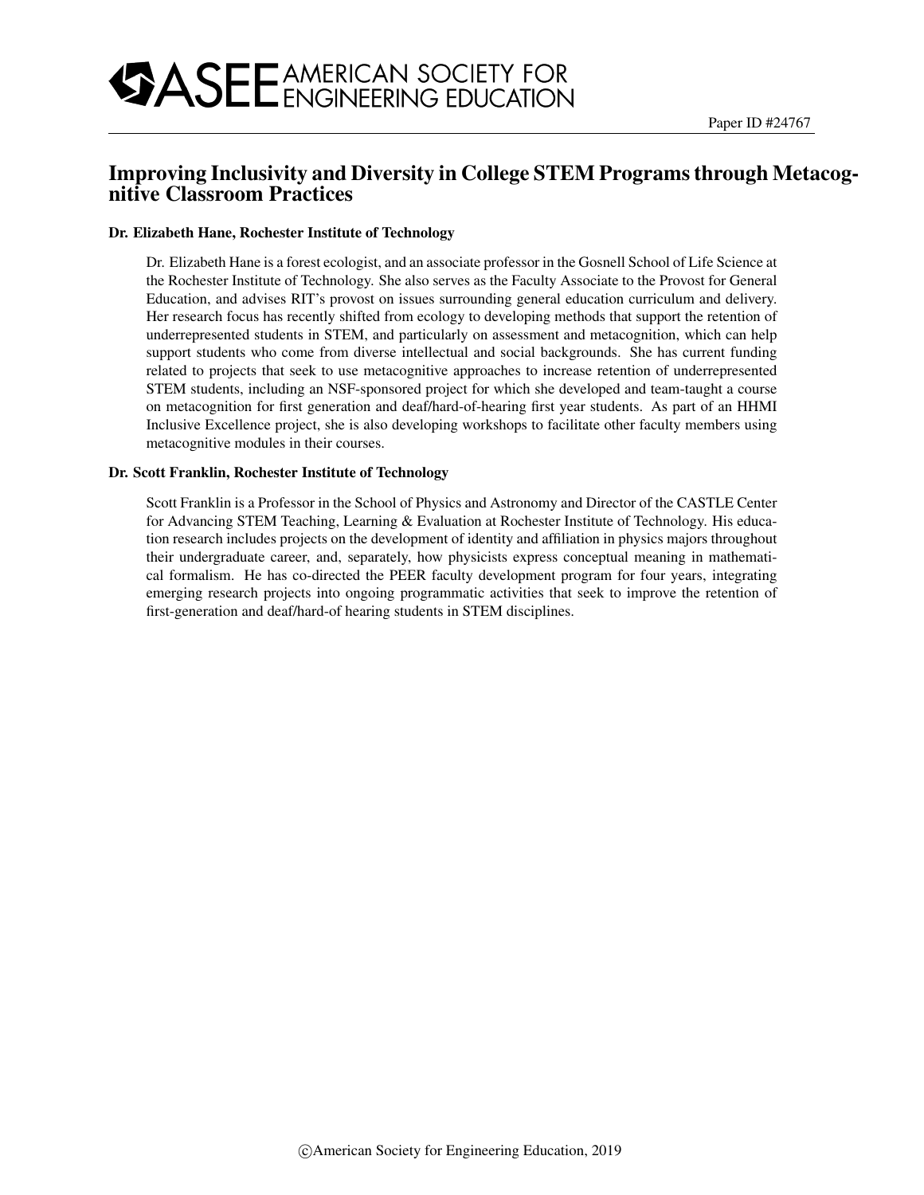Paper ID #24767

# Improving Inclusivity and Diversity in College STEM Programs through Metacognitive Classroom Practices

### Dr. Elizabeth Hane, Rochester Institute of Technology

Dr. Elizabeth Hane is a forest ecologist, and an associate professor in the Gosnell School of Life Science at the Rochester Institute of Technology. She also serves as the Faculty Associate to the Provost for General Education, and advises RIT's provost on issues surrounding general education curriculum and delivery. Her research focus has recently shifted from ecology to developing methods that support the retention of underrepresented students in STEM, and particularly on assessment and metacognition, which can help support students who come from diverse intellectual and social backgrounds. She has current funding related to projects that seek to use metacognitive approaches to increase retention of underrepresented STEM students, including an NSF-sponsored project for which she developed and team-taught a course on metacognition for first generation and deaf/hard-of-hearing first year students. As part of an HHMI Inclusive Excellence project, she is also developing workshops to facilitate other faculty members using metacognitive modules in their courses.

### Dr. Scott Franklin, Rochester Institute of Technology

Scott Franklin is a Professor in the School of Physics and Astronomy and Director of the CASTLE Center for Advancing STEM Teaching, Learning & Evaluation at Rochester Institute of Technology. His education research includes projects on the development of identity and affiliation in physics majors throughout their undergraduate career, and, separately, how physicists express conceptual meaning in mathematical formalism. He has co-directed the PEER faculty development program for four years, integrating emerging research projects into ongoing programmatic activities that seek to improve the retention of first-generation and deaf/hard-of hearing students in STEM disciplines.

©American Society for Engineering Education, 2019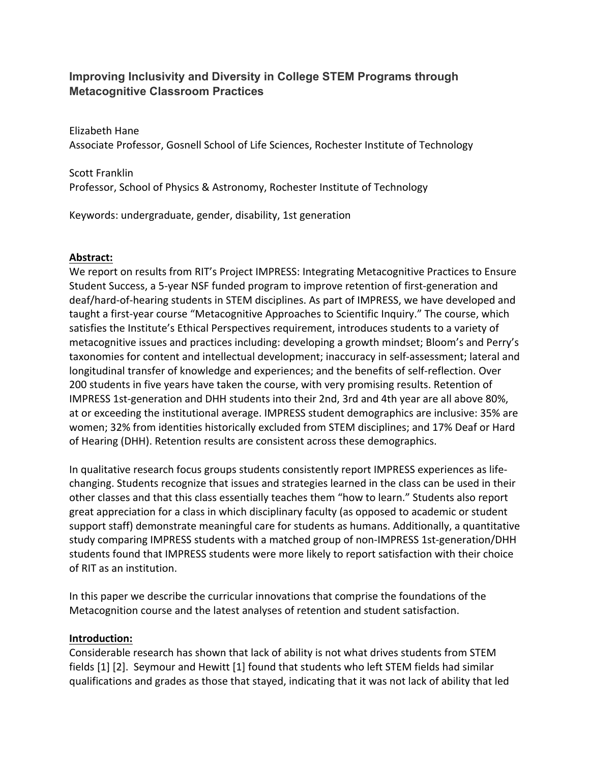## Improving Inclusivity and Diversity in College STEM Programs through Metacognitive Classroom Practices

Elizabeth Hane
Associate Professor, Gosnell School of Life Sciences, Rochester Institute of Technology

Scott Franklin
Professor, School of Physics & Astronomy, Rochester Institute of Technology

Keywords: undergraduate, gender, disability, 1st generation

**Abstract:**

We report on results from RIT's Project IMPRESS: Integrating Metacognitive Practices to Ensure Student Success, a 5-year NSF funded program to improve retention of first-generation and deaf/hard-of-hearing students in STEM disciplines. As part of IMPRESS, we have developed and taught a first-year course "Metacognitive Approaches to Scientific Inquiry." The course, which satisfies the Institute's Ethical Perspectives requirement, introduces students to a variety of metacognitive issues and practices including: developing a growth mindset; Bloom's and Perry's taxonomies for content and intellectual development; inaccuracy in self-assessment; lateral and longitudinal transfer of knowledge and experiences; and the benefits of self-reflection. Over 200 students in five years have taken the course, with very promising results. Retention of IMPRESS 1st-generation and DHH students into their 2nd, 3rd and 4th year are all above 80%, at or exceeding the institutional average. IMPRESS student demographics are inclusive: 35% are women; 32% from identities historically excluded from STEM disciplines; and 17% Deaf or Hard of Hearing (DHH). Retention results are consistent across these demographics.

In qualitative research focus groups students consistently report IMPRESS experiences as life-changing. Students recognize that issues and strategies learned in the class can be used in their other classes and that this class essentially teaches them "how to learn." Students also report great appreciation for a class in which disciplinary faculty (as opposed to academic or student support staff) demonstrate meaningful care for students as humans. Additionally, a quantitative study comparing IMPRESS students with a matched group of non-IMPRESS 1st-generation/DHH students found that IMPRESS students were more likely to report satisfaction with their choice of RIT as an institution.

In this paper we describe the curricular innovations that comprise the foundations of the Metacognition course and the latest analyses of retention and student satisfaction.

**Introduction:**

Considerable research has shown that lack of ability is not what drives students from STEM fields [1] [2]. Seymour and Hewitt [1] found that students who left STEM fields had similar qualifications and grades as those that stayed, indicating that it was not lack of ability that led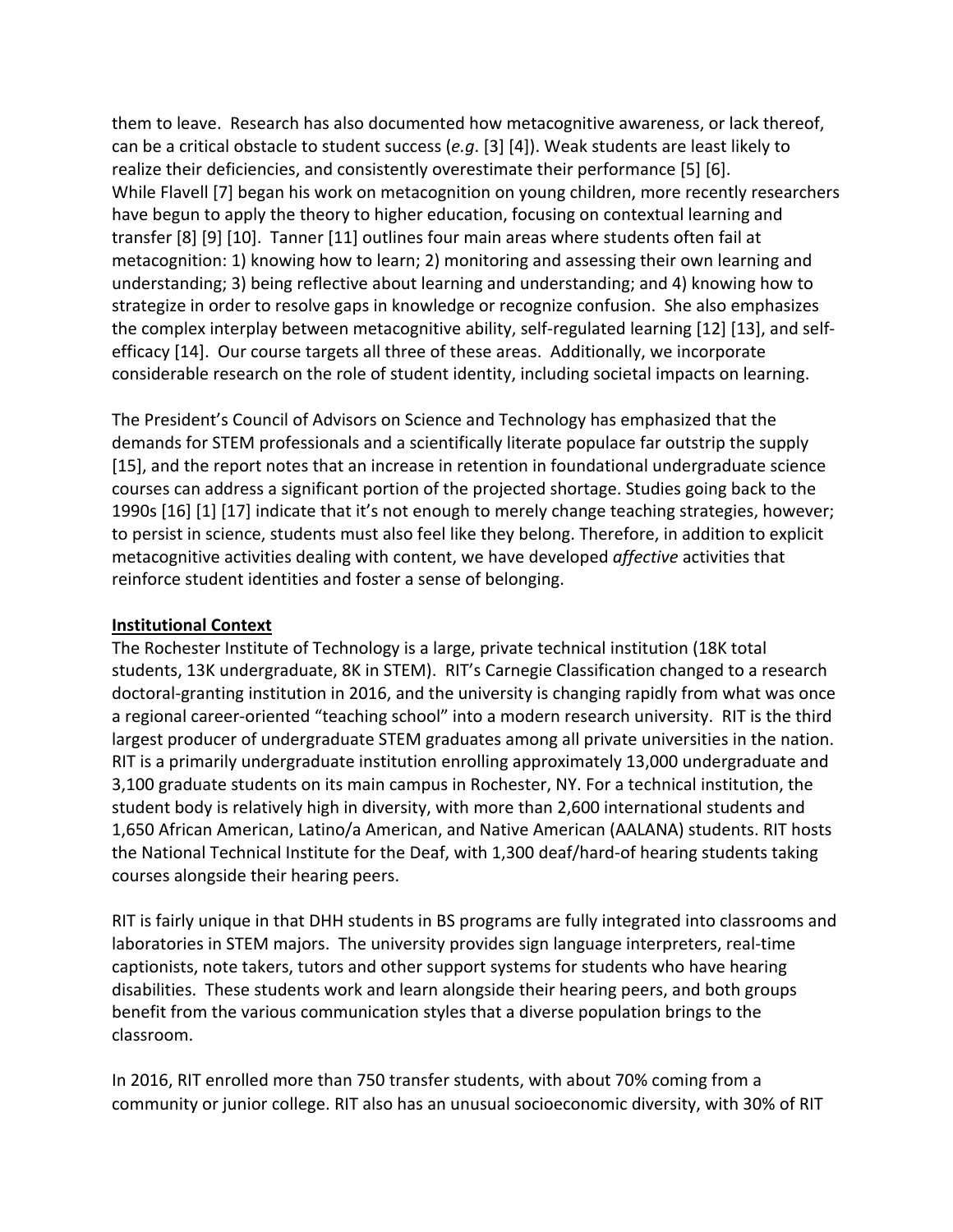them to leave. Research has also documented how metacognitive awareness, or lack thereof, can be a critical obstacle to student success (*e.g.* [3] [4]). Weak students are least likely to realize their deficiencies, and consistently overestimate their performance [5] [6]. While Flavell [7] began his work on metacognition on young children, more recently researchers have begun to apply the theory to higher education, focusing on contextual learning and transfer [8] [9] [10]. Tanner [11] outlines four main areas where students often fail at metacognition: 1) knowing how to learn; 2) monitoring and assessing their own learning and understanding; 3) being reflective about learning and understanding; and 4) knowing how to strategize in order to resolve gaps in knowledge or recognize confusion. She also emphasizes the complex interplay between metacognitive ability, self-regulated learning [12] [13], and self-efficacy [14]. Our course targets all three of these areas. Additionally, we incorporate considerable research on the role of student identity, including societal impacts on learning.

The President's Council of Advisors on Science and Technology has emphasized that the demands for STEM professionals and a scientifically literate populace far outstrip the supply [15], and the report notes that an increase in retention in foundational undergraduate science courses can address a significant portion of the projected shortage. Studies going back to the 1990s [16] [1] [17] indicate that it's not enough to merely change teaching strategies, however; to persist in science, students must also feel like they belong. Therefore, in addition to explicit metacognitive activities dealing with content, we have developed *affective* activities that reinforce student identities and foster a sense of belonging.

## Institutional Context

The Rochester Institute of Technology is a large, private technical institution (18K total students, 13K undergraduate, 8K in STEM). RIT's Carnegie Classification changed to a research doctoral-granting institution in 2016, and the university is changing rapidly from what was once a regional career-oriented "teaching school" into a modern research university. RIT is the third largest producer of undergraduate STEM graduates among all private universities in the nation. RIT is a primarily undergraduate institution enrolling approximately 13,000 undergraduate and 3,100 graduate students on its main campus in Rochester, NY. For a technical institution, the student body is relatively high in diversity, with more than 2,600 international students and 1,650 African American, Latino/a American, and Native American (AALANA) students. RIT hosts the National Technical Institute for the Deaf, with 1,300 deaf/hard-of hearing students taking courses alongside their hearing peers.

RIT is fairly unique in that DHH students in BS programs are fully integrated into classrooms and laboratories in STEM majors. The university provides sign language interpreters, real-time captionists, note takers, tutors and other support systems for students who have hearing disabilities. These students work and learn alongside their hearing peers, and both groups benefit from the various communication styles that a diverse population brings to the classroom.

In 2016, RIT enrolled more than 750 transfer students, with about 70% coming from a community or junior college. RIT also has an unusual socioeconomic diversity, with 30% of RIT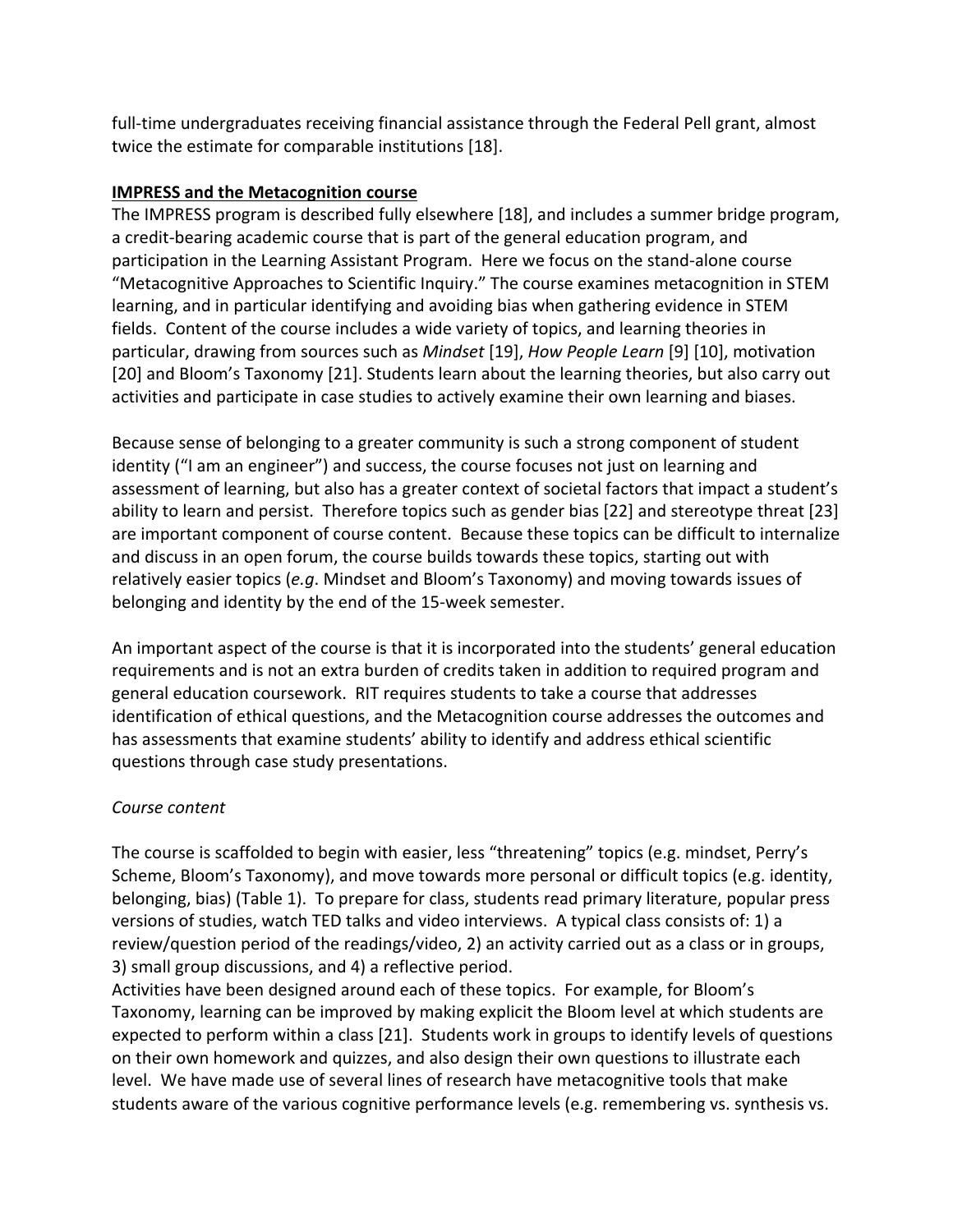full-time undergraduates receiving financial assistance through the Federal Pell grant, almost twice the estimate for comparable institutions [18].

**IMPRESS and the Metacognition course**

The IMPRESS program is described fully elsewhere [18], and includes a summer bridge program, a credit-bearing academic course that is part of the general education program, and participation in the Learning Assistant Program. Here we focus on the stand-alone course "Metacognitive Approaches to Scientific Inquiry." The course examines metacognition in STEM learning, and in particular identifying and avoiding bias when gathering evidence in STEM fields. Content of the course includes a wide variety of topics, and learning theories in particular, drawing from sources such as *Mindset* [19], *How People Learn* [9] [10], motivation [20] and Bloom's Taxonomy [21]. Students learn about the learning theories, but also carry out activities and participate in case studies to actively examine their own learning and biases.

Because sense of belonging to a greater community is such a strong component of student identity ("I am an engineer") and success, the course focuses not just on learning and assessment of learning, but also has a greater context of societal factors that impact a student's ability to learn and persist. Therefore topics such as gender bias [22] and stereotype threat [23] are important component of course content. Because these topics can be difficult to internalize and discuss in an open forum, the course builds towards these topics, starting out with relatively easier topics (*e.g*. Mindset and Bloom's Taxonomy) and moving towards issues of belonging and identity by the end of the 15-week semester.

An important aspect of the course is that it is incorporated into the students' general education requirements and is not an extra burden of credits taken in addition to required program and general education coursework. RIT requires students to take a course that addresses identification of ethical questions, and the Metacognition course addresses the outcomes and has assessments that examine students' ability to identify and address ethical scientific questions through case study presentations.

*Course content*

The course is scaffolded to begin with easier, less "threatening" topics (e.g. mindset, Perry's Scheme, Bloom's Taxonomy), and move towards more personal or difficult topics (e.g. identity, belonging, bias) (Table 1). To prepare for class, students read primary literature, popular press versions of studies, watch TED talks and video interviews. A typical class consists of: 1) a review/question period of the readings/video, 2) an activity carried out as a class or in groups, 3) small group discussions, and 4) a reflective period.

Activities have been designed around each of these topics. For example, for Bloom's Taxonomy, learning can be improved by making explicit the Bloom level at which students are expected to perform within a class [21]. Students work in groups to identify levels of questions on their own homework and quizzes, and also design their own questions to illustrate each level. We have made use of several lines of research have metacognitive tools that make students aware of the various cognitive performance levels (e.g. remembering vs. synthesis vs.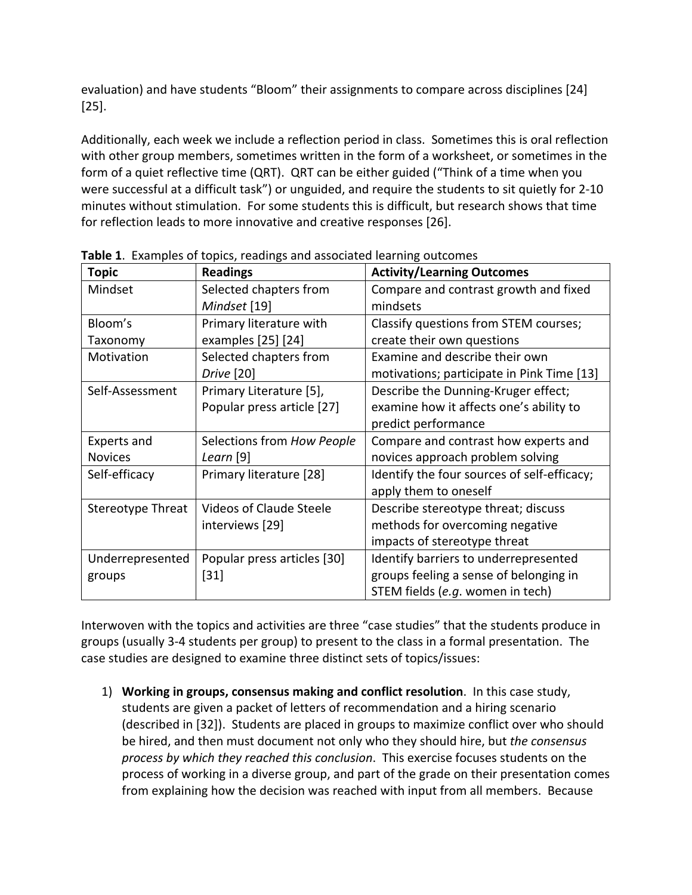evaluation) and have students "Bloom" their assignments to compare across disciplines [24] [25].

Additionally, each week we include a reflection period in class. Sometimes this is oral reflection with other group members, sometimes written in the form of a worksheet, or sometimes in the form of a quiet reflective time (QRT). QRT can be either guided ("Think of a time when you were successful at a difficult task") or unguided, and require the students to sit quietly for 2-10 minutes without stimulation. For some students this is difficult, but research shows that time for reflection leads to more innovative and creative responses [26].

**Table 1**. Examples of topics, readings and associated learning outcomes

| Topic | Readings | Activity/Learning Outcomes |
|---|---|---|
| Mindset | Selected chapters from *Mindset* [19] | Compare and contrast growth and fixed mindsets |
| Bloom's Taxonomy | Primary literature with examples [25] [24] | Classify questions from STEM courses; create their own questions |
| Motivation | Selected chapters from *Drive* [20] | Examine and describe their own motivations; participate in Pink Time [13] |
| Self-Assessment | Primary Literature [5], Popular press article [27] | Describe the Dunning-Kruger effect; examine how it affects one's ability to predict performance |
| Experts and Novices | Selections from *How People Learn* [9] | Compare and contrast how experts and novices approach problem solving |
| Self-efficacy | Primary literature [28] | Identify the four sources of self-efficacy; apply them to oneself |
| Stereotype Threat | Videos of Claude Steele interviews [29] | Describe stereotype threat; discuss methods for overcoming negative impacts of stereotype threat |
| Underrepresented groups | Popular press articles [30] [31] | Identify barriers to underrepresented groups feeling a sense of belonging in STEM fields (*e.g*. women in tech) |

Interwoven with the topics and activities are three "case studies" that the students produce in groups (usually 3-4 students per group) to present to the class in a formal presentation. The case studies are designed to examine three distinct sets of topics/issues:

1) **Working in groups, consensus making and conflict resolution**. In this case study, students are given a packet of letters of recommendation and a hiring scenario (described in [32]). Students are placed in groups to maximize conflict over who should be hired, and then must document not only who they should hire, but *the consensus process by which they reached this conclusion*. This exercise focuses students on the process of working in a diverse group, and part of the grade on their presentation comes from explaining how the decision was reached with input from all members. Because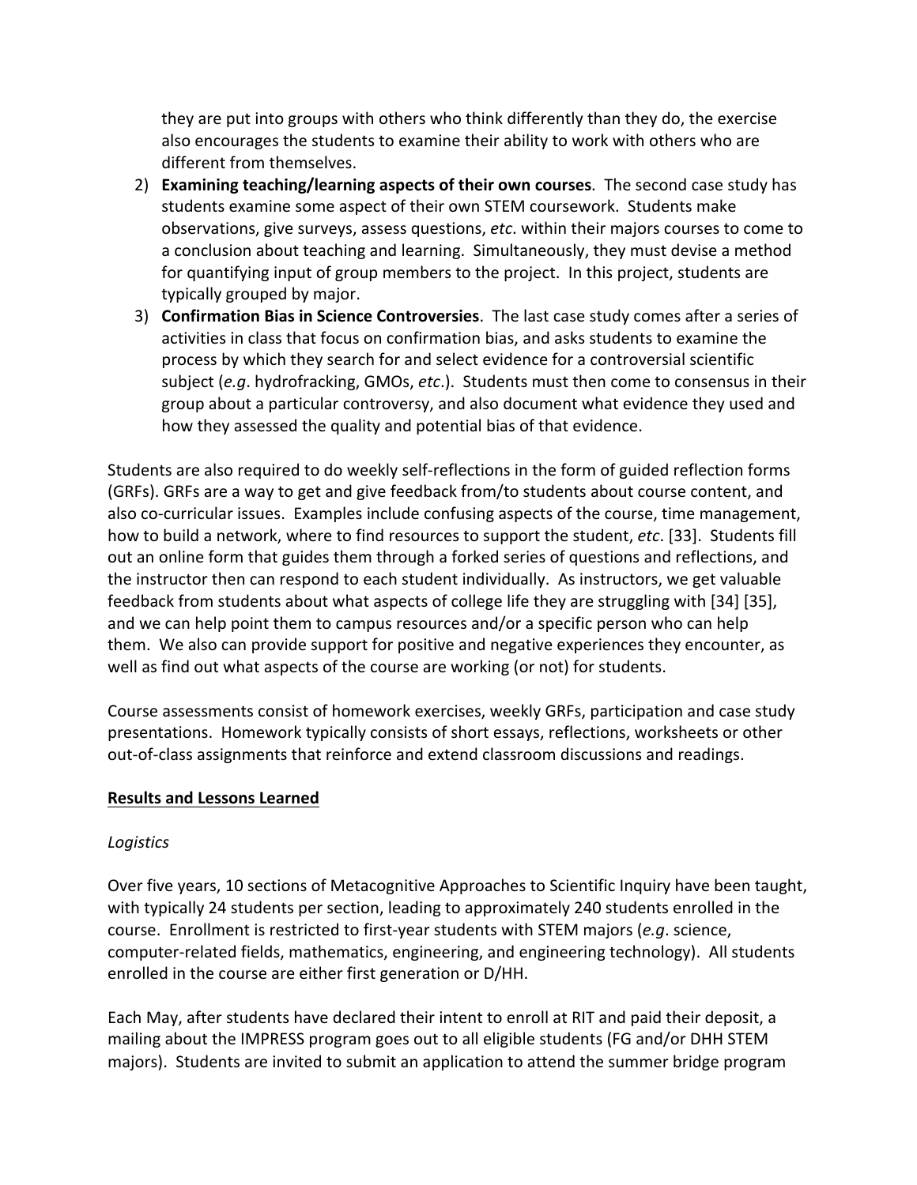they are put into groups with others who think differently than they do, the exercise also encourages the students to examine their ability to work with others who are different from themselves.

2) **Examining teaching/learning aspects of their own courses**. The second case study has students examine some aspect of their own STEM coursework. Students make observations, give surveys, assess questions, *etc*. within their majors courses to come to a conclusion about teaching and learning. Simultaneously, they must devise a method for quantifying input of group members to the project. In this project, students are typically grouped by major.
3) **Confirmation Bias in Science Controversies**. The last case study comes after a series of activities in class that focus on confirmation bias, and asks students to examine the process by which they search for and select evidence for a controversial scientific subject (*e.g*. hydrofracking, GMOs, *etc*.). Students must then come to consensus in their group about a particular controversy, and also document what evidence they used and how they assessed the quality and potential bias of that evidence.

Students are also required to do weekly self-reflections in the form of guided reflection forms (GRFs). GRFs are a way to get and give feedback from/to students about course content, and also co-curricular issues. Examples include confusing aspects of the course, time management, how to build a network, where to find resources to support the student, *etc*. [33]. Students fill out an online form that guides them through a forked series of questions and reflections, and the instructor then can respond to each student individually. As instructors, we get valuable feedback from students about what aspects of college life they are struggling with [34] [35], and we can help point them to campus resources and/or a specific person who can help them. We also can provide support for positive and negative experiences they encounter, as well as find out what aspects of the course are working (or not) for students.

Course assessments consist of homework exercises, weekly GRFs, participation and case study presentations. Homework typically consists of short essays, reflections, worksheets or other out-of-class assignments that reinforce and extend classroom discussions and readings.

## <u>Results and Lessons Learned</u>

### *Logistics*

Over five years, 10 sections of Metacognitive Approaches to Scientific Inquiry have been taught, with typically 24 students per section, leading to approximately 240 students enrolled in the course. Enrollment is restricted to first-year students with STEM majors (*e.g*. science, computer-related fields, mathematics, engineering, and engineering technology). All students enrolled in the course are either first generation or D/HH.

Each May, after students have declared their intent to enroll at RIT and paid their deposit, a mailing about the IMPRESS program goes out to all eligible students (FG and/or DHH STEM majors). Students are invited to submit an application to attend the summer bridge program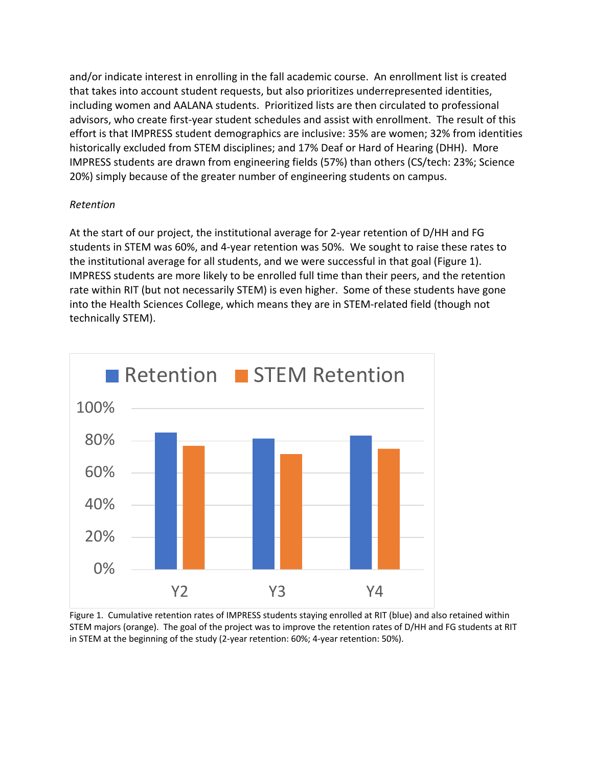and/or indicate interest in enrolling in the fall academic course. An enrollment list is created that takes into account student requests, but also prioritizes underrepresented identities, including women and AALANA students. Prioritized lists are then circulated to professional advisors, who create first-year student schedules and assist with enrollment. The result of this effort is that IMPRESS student demographics are inclusive: 35% are women; 32% from identities historically excluded from STEM disciplines; and 17% Deaf or Hard of Hearing (DHH). More IMPRESS students are drawn from engineering fields (57%) than others (CS/tech: 23%; Science 20%) simply because of the greater number of engineering students on campus.

*Retention*

At the start of our project, the institutional average for 2-year retention of D/HH and FG students in STEM was 60%, and 4-year retention was 50%. We sought to raise these rates to the institutional average for all students, and we were successful in that goal (Figure 1). IMPRESS students are more likely to be enrolled full time than their peers, and the retention rate within RIT (but not necessarily STEM) is even higher. Some of these students have gone into the Health Sciences College, which means they are in STEM-related field (though not technically STEM).

Retention
STEM Retention
100%
80%
60%
40%
20%
0%
Y2
Y3
Y4

Figure 1. Cumulative retention rates of IMPRESS students staying enrolled at RIT (blue) and also retained within STEM majors (orange). The goal of the project was to improve the retention rates of D/HH and FG students at RIT in STEM at the beginning of the study (2-year retention: 60%; 4-year retention: 50%).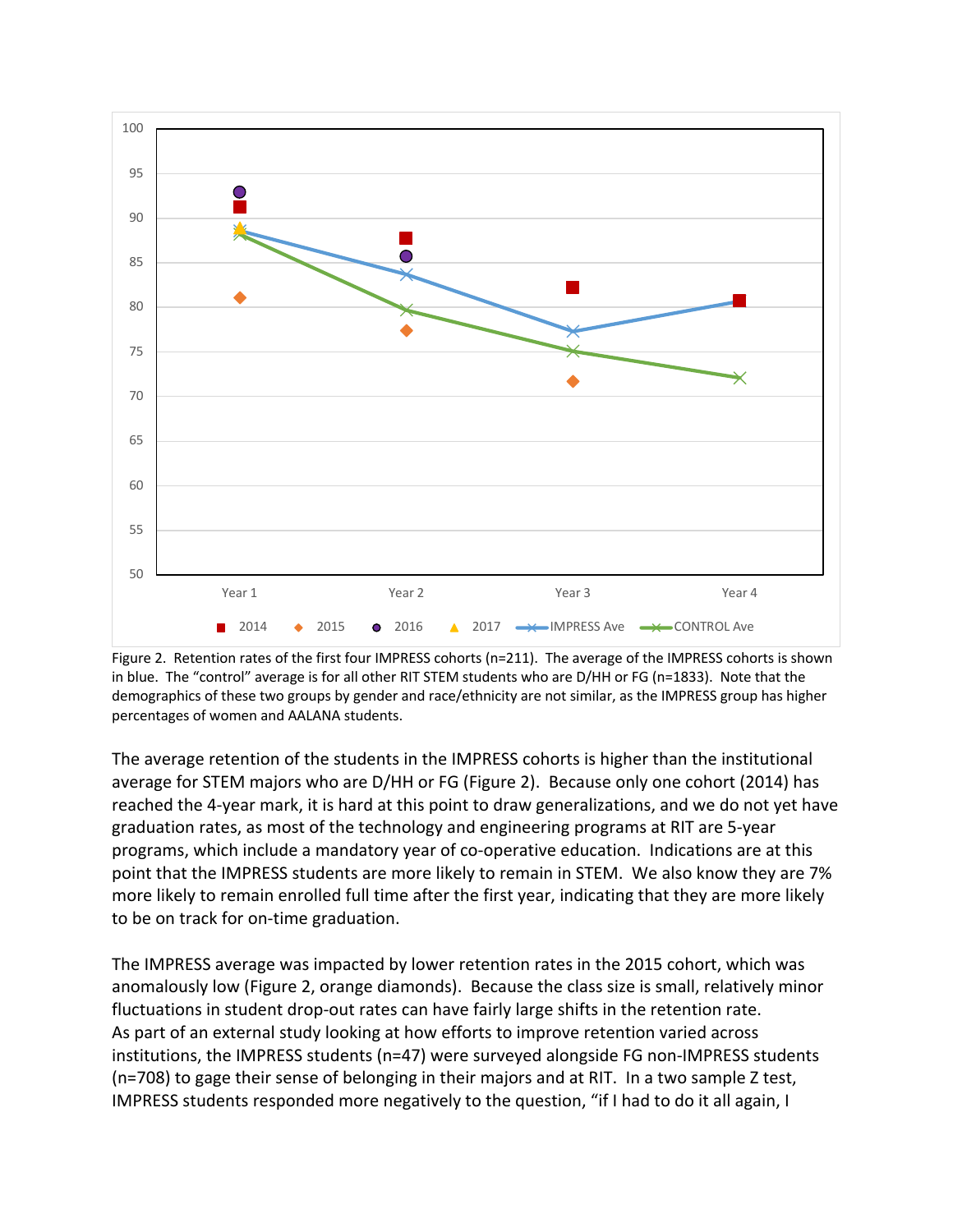100
95
90
85
80
75
70
65
60
55
50

Year 1 Year 2 Year 3 Year 4

2014 2015 2016 2017 IMPRESS Ave CONTROL Ave

Figure 2. Retention rates of the first four IMPRESS cohorts (n=211). The average of the IMPRESS cohorts is shown in blue. The "control" average is for all other RIT STEM students who are D/HH or FG (n=1833). Note that the demographics of these two groups by gender and race/ethnicity are not similar, as the IMPRESS group has higher percentages of women and AALANA students.

The average retention of the students in the IMPRESS cohorts is higher than the institutional average for STEM majors who are D/HH or FG (Figure 2). Because only one cohort (2014) has reached the 4-year mark, it is hard at this point to draw generalizations, and we do not yet have graduation rates, as most of the technology and engineering programs at RIT are 5-year programs, which include a mandatory year of co-operative education. Indications are at this point that the IMPRESS students are more likely to remain in STEM. We also know they are 7% more likely to remain enrolled full time after the first year, indicating that they are more likely to be on track for on-time graduation.

The IMPRESS average was impacted by lower retention rates in the 2015 cohort, which was anomalously low (Figure 2, orange diamonds). Because the class size is small, relatively minor fluctuations in student drop-out rates can have fairly large shifts in the retention rate.
As part of an external study looking at how efforts to improve retention varied across institutions, the IMPRESS students (n=47) were surveyed alongside FG non-IMPRESS students (n=708) to gage their sense of belonging in their majors and at RIT. In a two sample Z test, IMPRESS students responded more negatively to the question, "if I had to do it all again, I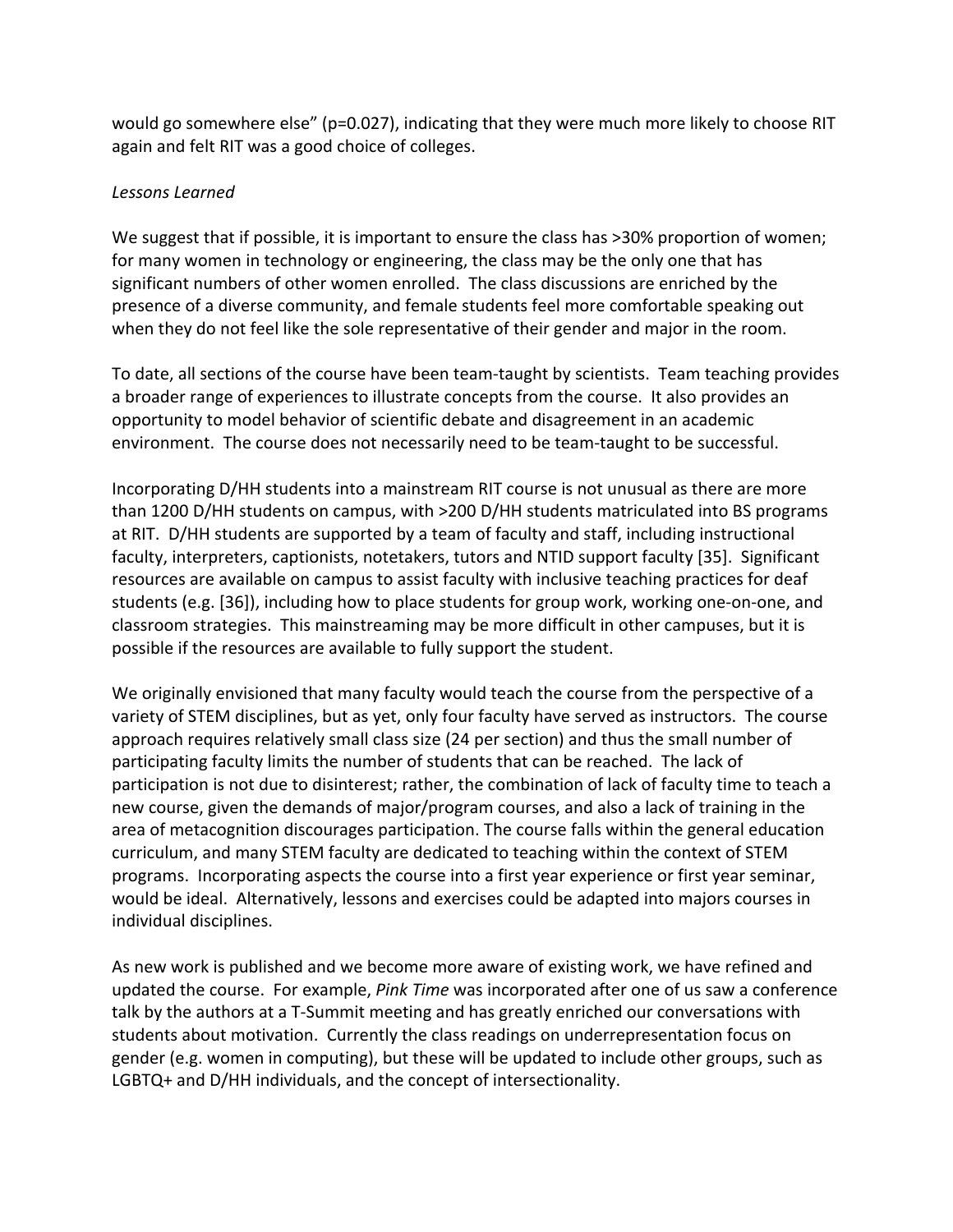would go somewhere else" ($p=0.027$), indicating that they were much more likely to choose RIT again and felt RIT was a good choice of colleges.

*Lessons Learned*

We suggest that if possible, it is important to ensure the class has >30% proportion of women; for many women in technology or engineering, the class may be the only one that has significant numbers of other women enrolled. The class discussions are enriched by the presence of a diverse community, and female students feel more comfortable speaking out when they do not feel like the sole representative of their gender and major in the room.

To date, all sections of the course have been team-taught by scientists. Team teaching provides a broader range of experiences to illustrate concepts from the course. It also provides an opportunity to model behavior of scientific debate and disagreement in an academic environment. The course does not necessarily need to be team-taught to be successful.

Incorporating D/HH students into a mainstream RIT course is not unusual as there are more than 1200 D/HH students on campus, with >200 D/HH students matriculated into BS programs at RIT. D/HH students are supported by a team of faculty and staff, including instructional faculty, interpreters, captionists, notetakers, tutors and NTID support faculty [35]. Significant resources are available on campus to assist faculty with inclusive teaching practices for deaf students (e.g. [36]), including how to place students for group work, working one-on-one, and classroom strategies. This mainstreaming may be more difficult in other campuses, but it is possible if the resources are available to fully support the student.

We originally envisioned that many faculty would teach the course from the perspective of a variety of STEM disciplines, but as yet, only four faculty have served as instructors. The course approach requires relatively small class size (24 per section) and thus the small number of participating faculty limits the number of students that can be reached. The lack of participation is not due to disinterest; rather, the combination of lack of faculty time to teach a new course, given the demands of major/program courses, and also a lack of training in the area of metacognition discourages participation. The course falls within the general education curriculum, and many STEM faculty are dedicated to teaching within the context of STEM programs. Incorporating aspects the course into a first year experience or first year seminar, would be ideal. Alternatively, lessons and exercises could be adapted into majors courses in individual disciplines.

As new work is published and we become more aware of existing work, we have refined and updated the course. For example, *Pink Time* was incorporated after one of us saw a conference talk by the authors at a T-Summit meeting and has greatly enriched our conversations with students about motivation. Currently the class readings on underrepresentation focus on gender (e.g. women in computing), but these will be updated to include other groups, such as LGBTQ+ and D/HH individuals, and the concept of intersectionality.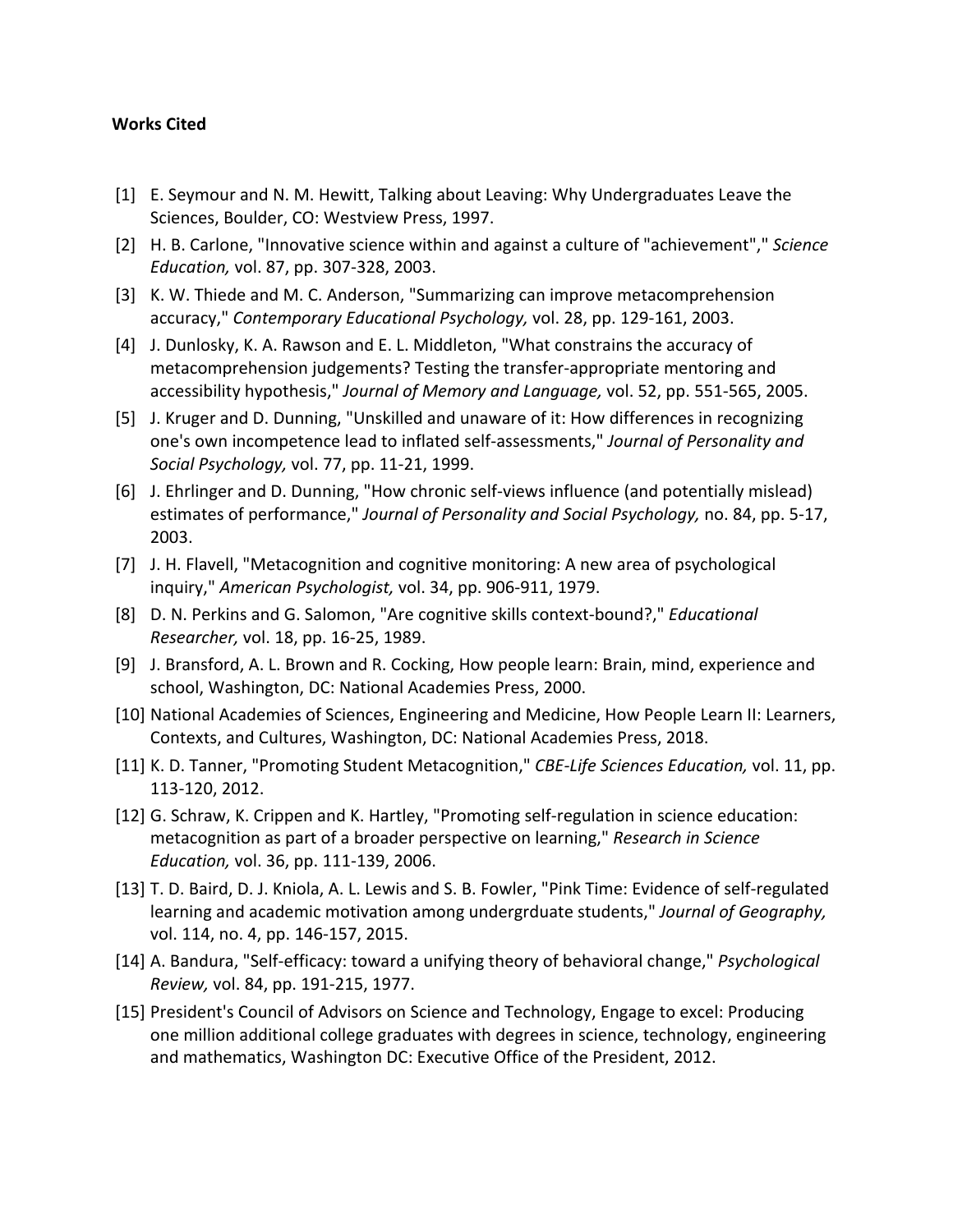**Works Cited**

[1] E. Seymour and N. M. Hewitt, Talking about Leaving: Why Undergraduates Leave the Sciences, Boulder, CO: Westview Press, 1997.

[2] H. B. Carlone, "Innovative science within and against a culture of "achievement"," *Science Education,* vol. 87, pp. 307-328, 2003.

[3] K. W. Thiede and M. C. Anderson, "Summarizing can improve metacomprehension accuracy," *Contemporary Educational Psychology,* vol. 28, pp. 129-161, 2003.

[4] J. Dunlosky, K. A. Rawson and E. L. Middleton, "What constrains the accuracy of metacomprehension judgements? Testing the transfer-appropriate mentoring and accessibility hypothesis," *Journal of Memory and Language,* vol. 52, pp. 551-565, 2005.

[5] J. Kruger and D. Dunning, "Unskilled and unaware of it: How differences in recognizing one's own incompetence lead to inflated self-assessments," *Journal of Personality and Social Psychology,* vol. 77, pp. 11-21, 1999.

[6] J. Ehrlinger and D. Dunning, "How chronic self-views influence (and potentially mislead) estimates of performance," *Journal of Personality and Social Psychology,* no. 84, pp. 5-17, 2003.

[7] J. H. Flavell, "Metacognition and cognitive monitoring: A new area of psychological inquiry," *American Psychologist,* vol. 34, pp. 906-911, 1979.

[8] D. N. Perkins and G. Salomon, "Are cognitive skills context-bound?," *Educational Researcher,* vol. 18, pp. 16-25, 1989.

[9] J. Bransford, A. L. Brown and R. Cocking, How people learn: Brain, mind, experience and school, Washington, DC: National Academies Press, 2000.

[10] National Academies of Sciences, Engineering and Medicine, How People Learn II: Learners, Contexts, and Cultures, Washington, DC: National Academies Press, 2018.

[11] K. D. Tanner, "Promoting Student Metacognition," *CBE-Life Sciences Education,* vol. 11, pp. 113-120, 2012.

[12] G. Schraw, K. Crippen and K. Hartley, "Promoting self-regulation in science education: metacognition as part of a broader perspective on learning," *Research in Science Education,* vol. 36, pp. 111-139, 2006.

[13] T. D. Baird, D. J. Kniola, A. L. Lewis and S. B. Fowler, "Pink Time: Evidence of self-regulated learning and academic motivation among undergrduate students," *Journal of Geography,* vol. 114, no. 4, pp. 146-157, 2015.

[14] A. Bandura, "Self-efficacy: toward a unifying theory of behavioral change," *Psychological Review,* vol. 84, pp. 191-215, 1977.

[15] President's Council of Advisors on Science and Technology, Engage to excel: Producing one million additional college graduates with degrees in science, technology, engineering and mathematics, Washington DC: Executive Office of the President, 2012.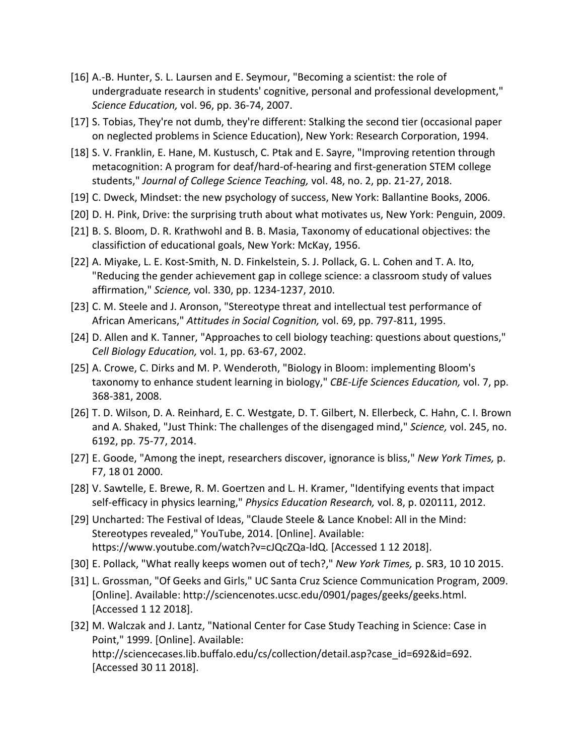[16] A.-B. Hunter, S. L. Laursen and E. Seymour, "Becoming a scientist: the role of undergraduate research in students' cognitive, personal and professional development," *Science Education,* vol. 96, pp. 36-74, 2007.

[17] S. Tobias, They're not dumb, they're different: Stalking the second tier (occasional paper on neglected problems in Science Education), New York: Research Corporation, 1994.

[18] S. V. Franklin, E. Hane, M. Kustusch, C. Ptak and E. Sayre, "Improving retention through metacognition: A program for deaf/hard-of-hearing and first-generation STEM college students," *Journal of College Science Teaching,* vol. 48, no. 2, pp. 21-27, 2018.

[19] C. Dweck, Mindset: the new psychology of success, New York: Ballantine Books, 2006.

[20] D. H. Pink, Drive: the surprising truth about what motivates us, New York: Penguin, 2009.

[21] B. S. Bloom, D. R. Krathwohl and B. B. Masia, Taxonomy of educational objectives: the classifiction of educational goals, New York: McKay, 1956.

[22] A. Miyake, L. E. Kost-Smith, N. D. Finkelstein, S. J. Pollack, G. L. Cohen and T. A. Ito, "Reducing the gender achievement gap in college science: a classroom study of values affirmation," *Science,* vol. 330, pp. 1234-1237, 2010.

[23] C. M. Steele and J. Aronson, "Stereotype threat and intellectual test performance of African Americans," *Attitudes in Social Cognition,* vol. 69, pp. 797-811, 1995.

[24] D. Allen and K. Tanner, "Approaches to cell biology teaching: questions about questions," *Cell Biology Education,* vol. 1, pp. 63-67, 2002.

[25] A. Crowe, C. Dirks and M. P. Wenderoth, "Biology in Bloom: implementing Bloom's taxonomy to enhance student learning in biology," *CBE-Life Sciences Education,* vol. 7, pp. 368-381, 2008.

[26] T. D. Wilson, D. A. Reinhard, E. C. Westgate, D. T. Gilbert, N. Ellerbeck, C. Hahn, C. I. Brown and A. Shaked, "Just Think: The challenges of the disengaged mind," *Science,* vol. 245, no. 6192, pp. 75-77, 2014.

[27] E. Goode, "Among the inept, researchers discover, ignorance is bliss," *New York Times,* p. F7, 18 01 2000.

[28] V. Sawtelle, E. Brewe, R. M. Goertzen and L. H. Kramer, "Identifying events that impact self-efficacy in physics learning," *Physics Education Research,* vol. 8, p. 020111, 2012.

[29] Uncharted: The Festival of Ideas, "Claude Steele & Lance Knobel: All in the Mind: Stereotypes revealed," YouTube, 2014. [Online]. Available: https://www.youtube.com/watch?v=cJQcZQa-ldQ. [Accessed 1 12 2018].

[30] E. Pollack, "What really keeps women out of tech?," *New York Times,* p. SR3, 10 10 2015.

[31] L. Grossman, "Of Geeks and Girls," UC Santa Cruz Science Communication Program, 2009. [Online]. Available: http://sciencenotes.ucsc.edu/0901/pages/geeks/geeks.html. [Accessed 1 12 2018].

[32] M. Walczak and J. Lantz, "National Center for Case Study Teaching in Science: Case in Point," 1999. [Online]. Available: http://sciencecases.lib.buffalo.edu/cs/collection/detail.asp?case_id=692&id=692. [Accessed 30 11 2018].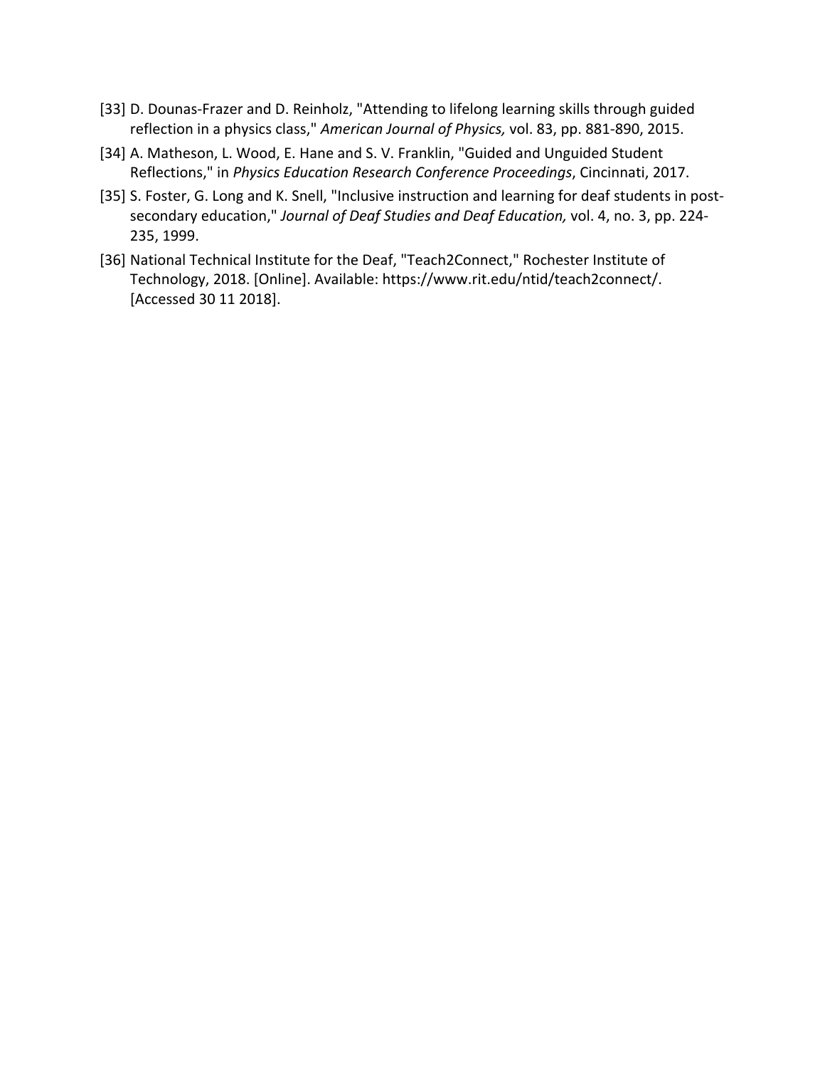[33] D. Dounas-Frazer and D. Reinholz, "Attending to lifelong learning skills through guided reflection in a physics class," *American Journal of Physics,* vol. 83, pp. 881-890, 2015.

[34] A. Matheson, L. Wood, E. Hane and S. V. Franklin, "Guided and Unguided Student Reflections," in *Physics Education Research Conference Proceedings*, Cincinnati, 2017.

[35] S. Foster, G. Long and K. Snell, "Inclusive instruction and learning for deaf students in post-secondary education," *Journal of Deaf Studies and Deaf Education,* vol. 4, no. 3, pp. 224-235, 1999.

[36] National Technical Institute for the Deaf, "Teach2Connect," Rochester Institute of Technology, 2018. [Online]. Available: https://www.rit.edu/ntid/teach2connect/. [Accessed 30 11 2018].